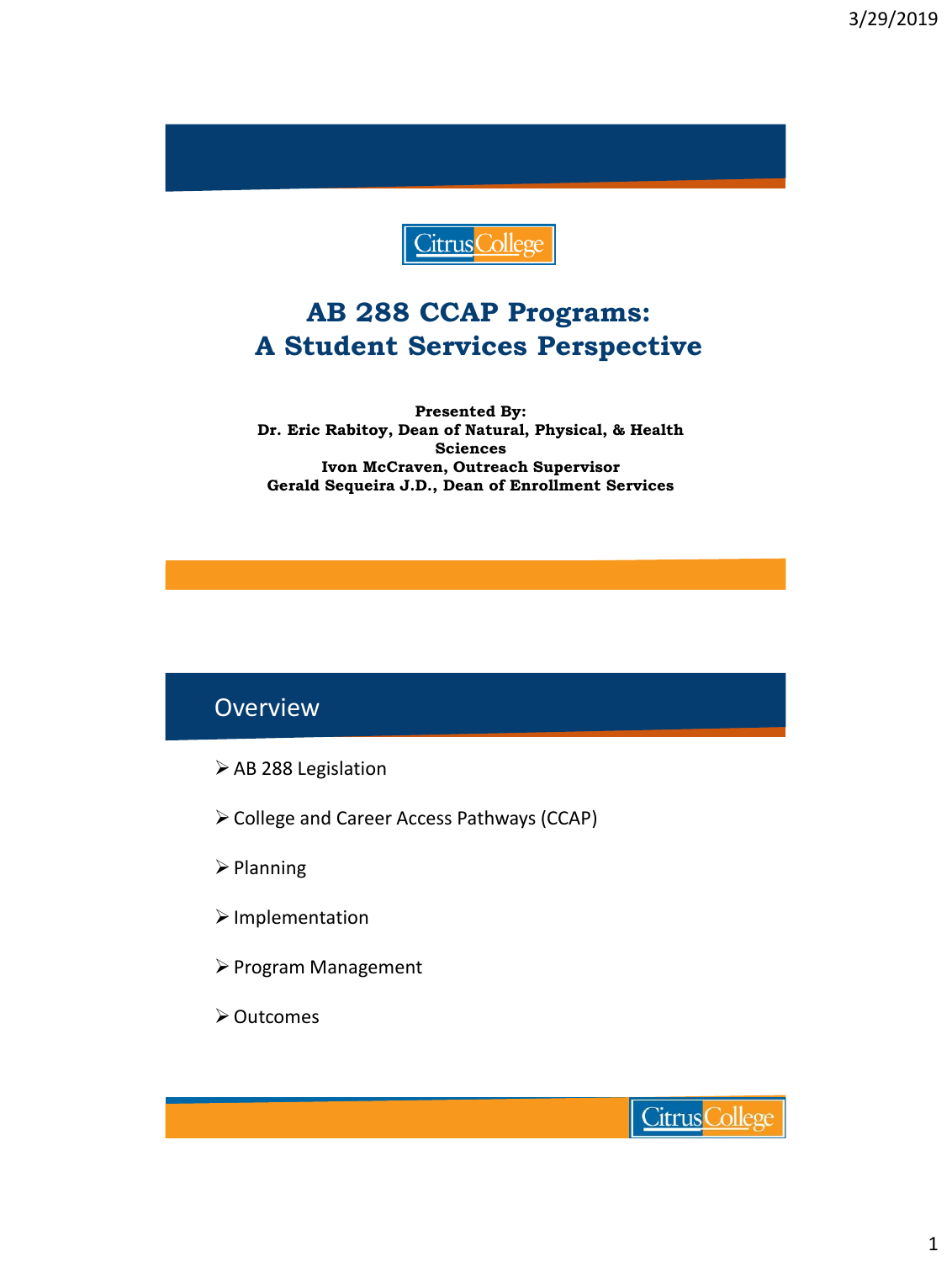# AB 288 CCAP Programs:
# A Student Services Perspective

**Presented By:**
**Dr. Eric Rabitoy, Dean of Natural, Physical, & Health Sciences**
**Ivon McCraven, Outreach Supervisor**
**Gerald Sequeira J.D., Dean of Enrollment Services**

## Overview

- AB 288 Legislation
- College and Career Access Pathways (CCAP)
- Planning
- Implementation
- Program Management
- Outcomes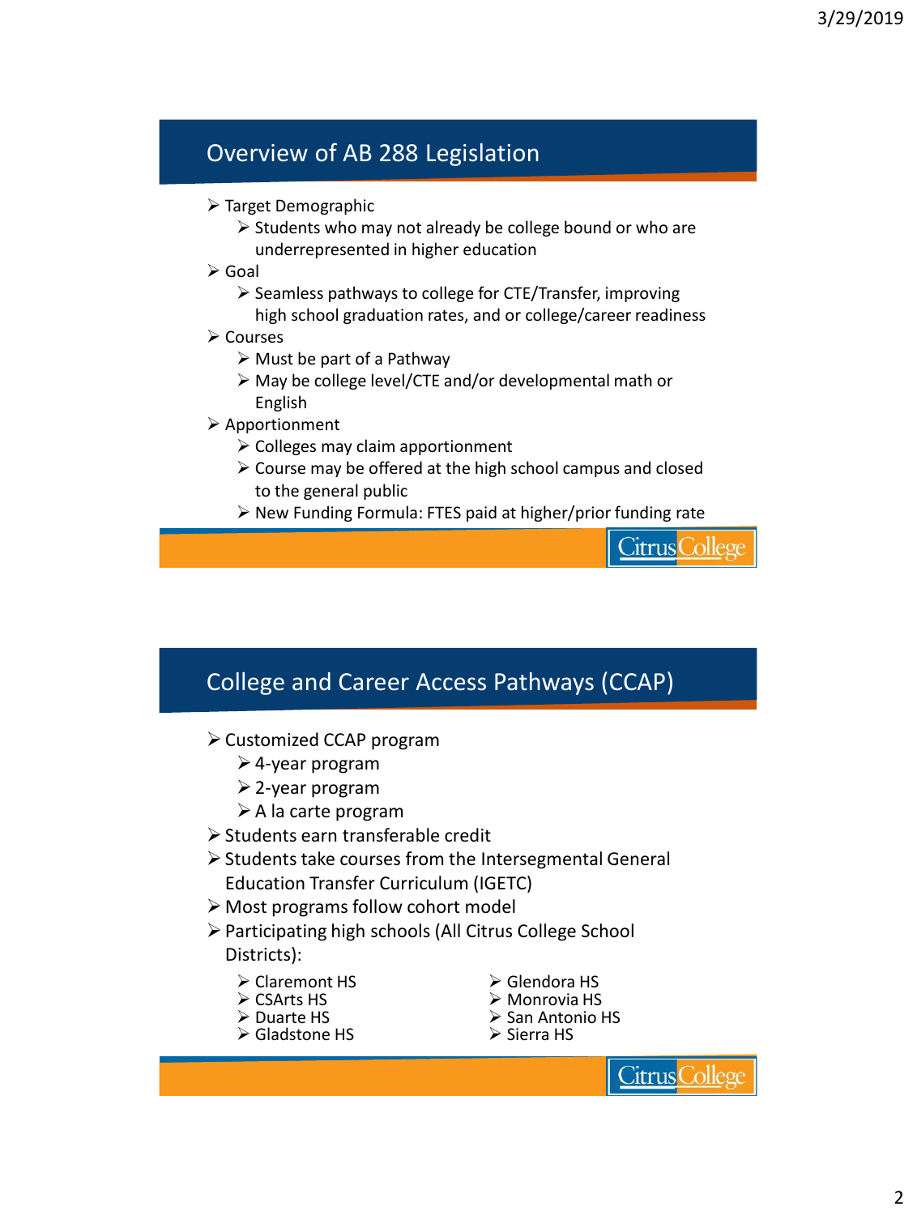## Overview of AB 288 Legislation

- Target Demographic
  - Students who may not already be college bound or who are underrepresented in higher education
- Goal
  - Seamless pathways to college for CTE/Transfer, improving high school graduation rates, and or college/career readiness
- Courses
  - Must be part of a Pathway
  - May be college level/CTE and/or developmental math or English
- Apportionment
  - Colleges may claim apportionment
  - Course may be offered at the high school campus and closed to the general public
  - New Funding Formula: FTES paid at higher/prior funding rate

Citrus College

## College and Career Access Pathways (CCAP)

- Customized CCAP program
  - 4-year program
  - 2-year program
  - A la carte program
- Students earn transferable credit
- Students take courses from the Intersegmental General Education Transfer Curriculum (IGETC)
- Most programs follow cohort model
- Participating high schools (All Citrus College School Districts):
  - Claremont HS
  - CSArts HS
  - Duarte HS
  - Gladstone HS
  - Glendora HS
  - Monrovia HS
  - San Antonio HS
  - Sierra HS

Citrus College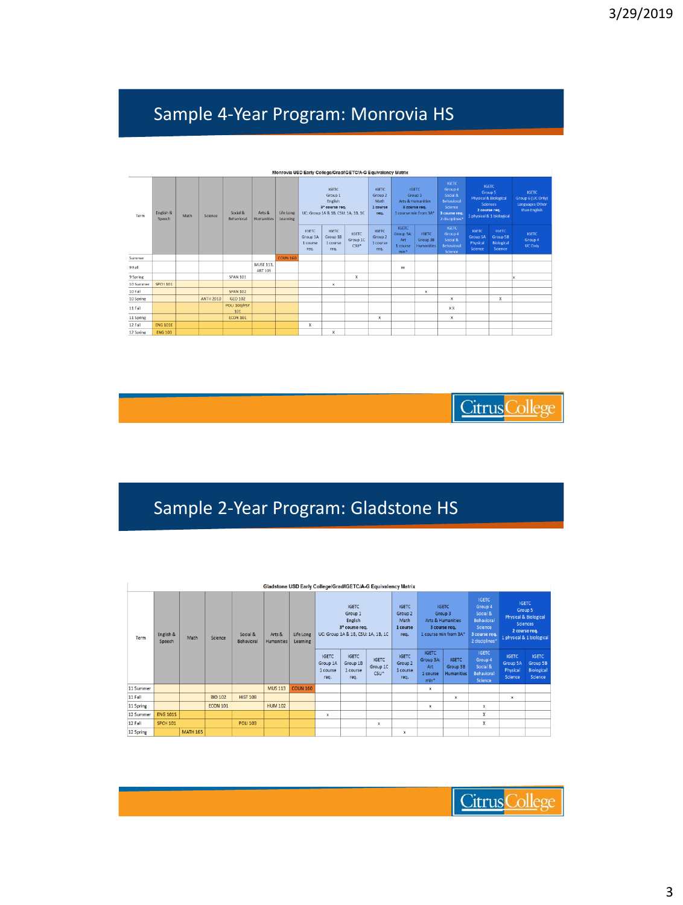## Sample 4-Year Program: Monrovia HS

Monrovia USD Early College/Grad/IGETC/A-G Equivalency Matrix

| Term | English & Speech | Math | Science | Social & Behavioral | Arts & Humanities | Life Long Learning | IGETC Group 1 English 3* course req. UC: Group 1A & 1B, CSU: 1A, 1B, 1C | | | IGETC Group 2 Math 1 course req. | IGETC Group 3 Arts & Humanities 3 course req. 1 course min from 3A* | | IGETC Group 4 Social & Behavioral Science 3 course req. 2 disciplines* | IGETC Group 5 Physical & Biological Sciences 2 course req. 1 physical & 1 biological | | IGETC Group 6 (UC Only) Languages Other than English |
|---|---|---|---|---|---|---|---|---|---|---|---|---|---|---|---|---|
| | | | | | | | IGETC Group 1A 1 course req. | IGETC Group 1B 1 course req. | IGETC Group 1C CSU* | IGETC Group 2 1 course req. | IGETC Group 3A Art 1 course min* | IGETC Group 3B Humanities | IGETC Group 4 Social & Behavioral Science | IGETC Group 5A Physical Science | IGETC Group 5B Biological Science | IGETC Group 4 UC Only |
| Summer | | | | | | COUN 160 | | | | | | | | | | |
| 9 Fall | | | | | MUS 113, ART 105 | | | | | | xx | | | | | |
| 9 Spring | | | | SPAN 101 | | | | | x | | | | | | | x |
| 10 Summer | SPCH 101 | | | | | | | x | | | | | | | | |
| 10 Fall | | | | SPAN 102 | | | | | | | | x | | | | |
| 10 Spring | | | ANTH 2010 | GEO 102 | | | | | | | | | x | | x | |
| 11 Fall | | | | POLI 103/PSY 101 | | | | | | | | | x x | | | |
| 11 Spring | | | | ECON 101 | | | | | | x | | | x | | | |
| 12 Fall | ENG 101E | | | | | | x | | | | | | | | | |
| 12 Spring | ENG 103 | | | | | | | x | | | | | | | | |

## Sample 2-Year Program: Gladstone HS

Gladstone USD Early College/Grad/IGETC/A-G Equivalency Matrix

| Term | English & Speech | Math | Science | Social & Behavioral | Arts & Humanities | Life Long Learning | IGETC Group 1 English 3* course req. UC: Group 1A & 1B, CSU: 1A, 1B, 1C | | | IGETC Group 2 Math 1 course req. | IGETC Group 3 Arts & Humanities 3 course req. 1 course min from 3A* | | IGETC Group 4 Social & Behavioral Science 3 course req. 2 disciplines* | IGETC Group 5 Physical & Biological Sciences 2 course req. 1 physical & 1 biological | |
|---|---|---|---|---|---|---|---|---|---|---|---|---|---|---|---|
| | | | | | | | IGETC Group 1A 1 course req. | IGETC Group 1B 1 course req. | IGETC Group 1C CSU* | IGETC Group 2 1 course req. | IGETC Group 3A Art 1 course min* | IGETC Group 3B Humanities | IGETC Group 4 Social & Behavioral Science | IGETC Group 5A Physical Science | IGETC Group 5B Biological Science |
| 11 Summer | | | | | MUS 113 | COUN 160 | | | | | x | | | | |
| 11 Fall | | | BIO 102 | HIST 108 | | | | | | | | x | | x | |
| 11 Spring | | | ECON 101 | | HUM 102 | | | | | | x | | x | | |
| 12 Summer | ENG 101S | | | | | | x | | | | | | X | | |
| 12 Fall | SPCH 101 | | | POLI 103 | | | | | x | | | | X | | |
| 12 Spring | | MATH 165 | | | | | | | | x | | | | | |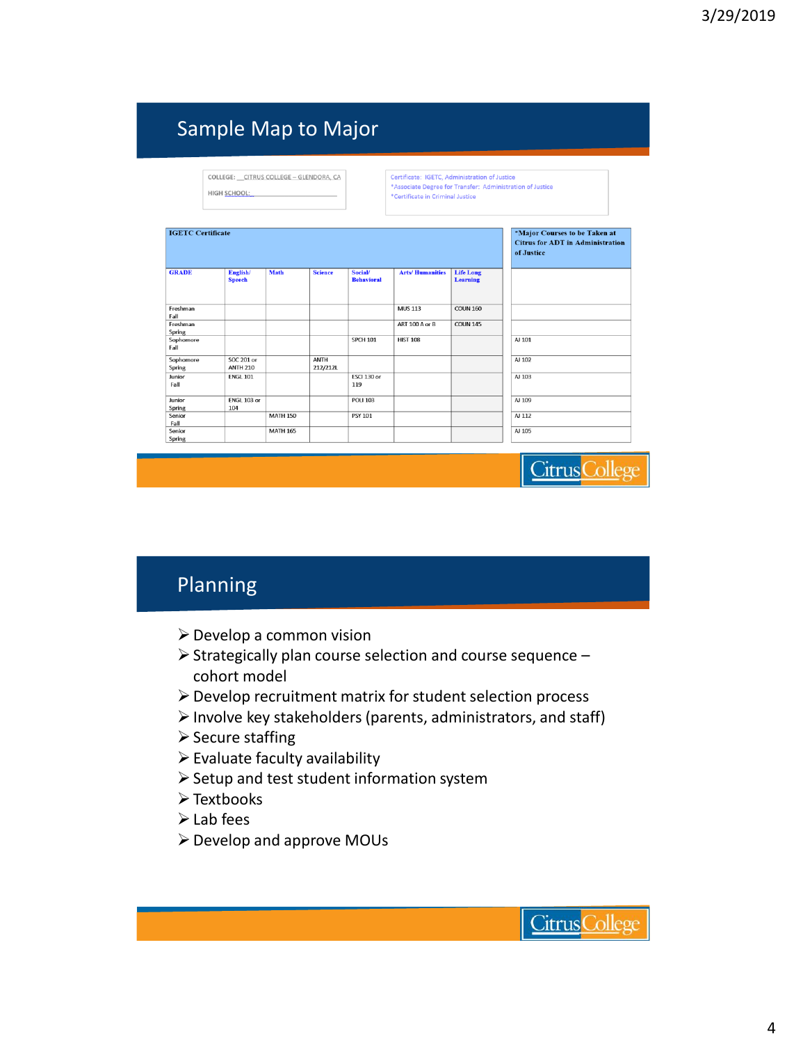## Sample Map to Major

COLLEGE: CITRUS COLLEGE – GLENDORA, CA

HIGH SCHOOL: ___

Certificate: IGETC, Administration of Justice
*Associate Degree for Transfer: Administration of Justice
*Certificate in Criminal Justice

| IGETC Certificate | | | | | | | *Major Courses to be Taken at Citrus for ADT in Administration of Justice |
|---|---|---|---|---|---|---|---|
| GRADE | English/ Speech | Math | Science | Social/ Behavioral | Arts/ Humanities | Life Long Learning | |
| Freshman Fall | | | | | MUS 113 | COUN 160 | |
| Freshman Spring | | | | | ART 100 A or B | COUN 145 | |
| Sophomore Fall | | | | SPCH 101 | HIST 108 | | AJ 101 |
| Sophomore Spring | SOC 201 or ANTH 210 | | ANTH 212/212L | | | | AJ 102 |
| Junior Fall | ENGL 101 | | | ESCI 130 or 119 | | | AJ 103 |
| Junior Spring | ENGL 103 or 104 | | | POLI 103 | | | AJ 109 |
| Senior Fall | | MATH 150 | | PSY 101 | | | AJ 112 |
| Senior Spring | | MATH 165 | | | | | AJ 105 |

## Planning

- Develop a common vision
- Strategically plan course selection and course sequence – cohort model
- Develop recruitment matrix for student selection process
- Involve key stakeholders (parents, administrators, and staff)
- Secure staffing
- Evaluate faculty availability
- Setup and test student information system
- Textbooks
- Lab fees
- Develop and approve MOUs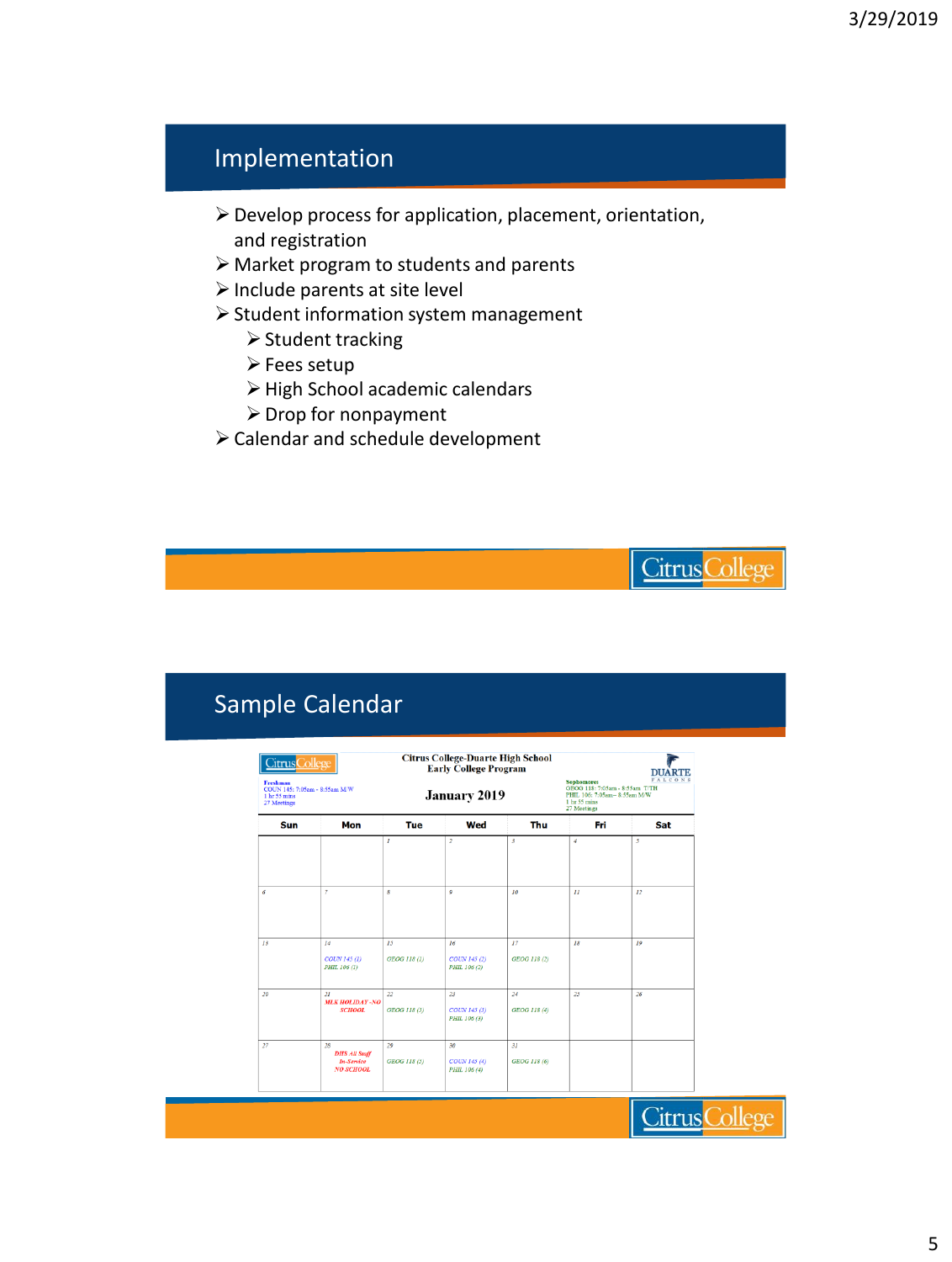## Implementation

- Develop process for application, placement, orientation, and registration
- Market program to students and parents
- Include parents at site level
- Student information system management
  - Student tracking
  - Fees setup
  - High School academic calendars
  - Drop for nonpayment
- Calendar and schedule development

## Sample Calendar

**Citrus College-Duarte High School Early College Program**

**January 2019**

Freshman
COUN 145: 7:05am - 8:55am M/W
1 hr 55 mins
27 Meetings

Sophomores
GEOG 118: 7:05am - 8:55am T/TH
PHIL 106: 7:05am – 8:55am M/W
1 hr 55 mins
27 Meetings

| Sun | Mon | Tue | Wed | Thu | Fri | Sat |
|---|---|---|---|---|---|---|
| | | 1 | 2 | 3 | 4 | 5 |
| 6 | 7 | 8 | 9 | 10 | 11 | 12 |
| 13 | 14 COUN 145 (1) PHIL 106 (1) | 15 GEOG 118 (1) | 16 COUN 145 (2) PHIL 106 (2) | 17 GEOG 118 (2) | 18 | 19 |
| 20 | 21 MLK HOLIDAY -NO SCHOOL | 22 GEOG 118 (3) | 23 COUN 145 (3) PHIL 106 (3) | 24 GEOG 118 (4) | 25 | 26 |
| 27 | 28 DHS All Staff In-Service NO SCHOOL | 29 GEOG 118 (5) | 30 COUN 145 (4) PHIL 106 (4) | 31 GEOG 118 (6) | | |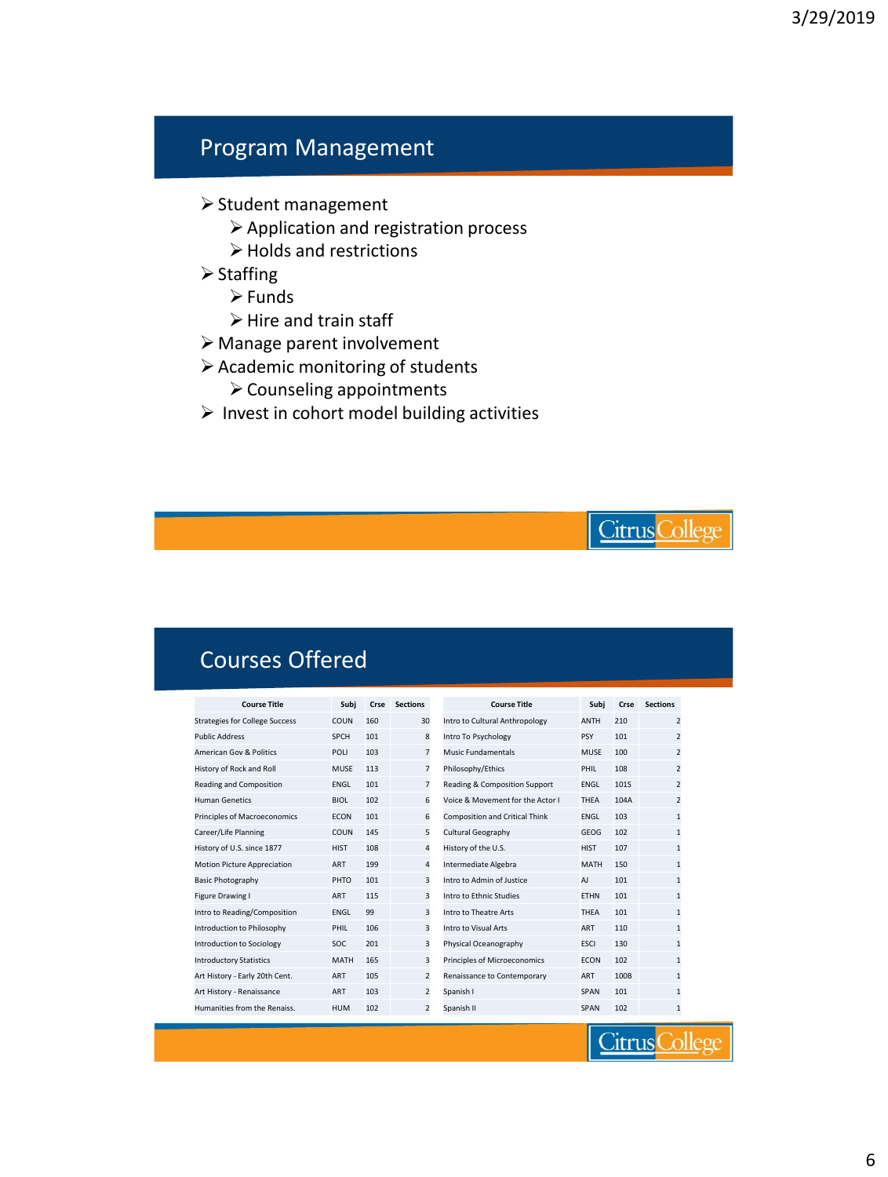## Program Management

- Student management
  - Application and registration process
  - Holds and restrictions
- Staffing
  - Funds
  - Hire and train staff
- Manage parent involvement
- Academic monitoring of students
  - Counseling appointments
- Invest in cohort model building activities

## Courses Offered

| Course Title | Subj | Crse | Sections |
|---|---|---|---|
| Strategies for College Success | COUN | 160 | 30 |
| Public Address | SPCH | 101 | 8 |
| American Gov & Politics | POLI | 103 | 7 |
| History of Rock and Roll | MUSE | 113 | 7 |
| Reading and Composition | ENGL | 101 | 7 |
| Human Genetics | BIOL | 102 | 6 |
| Principles of Macroeconomics | ECON | 101 | 6 |
| Career/Life Planning | COUN | 145 | 5 |
| History of U.S. since 1877 | HIST | 108 | 4 |
| Motion Picture Appreciation | ART | 199 | 4 |
| Basic Photography | PHTO | 101 | 3 |
| Figure Drawing I | ART | 115 | 3 |
| Intro to Reading/Composition | ENGL | 99 | 3 |
| Introduction to Philosophy | PHIL | 106 | 3 |
| Introduction to Sociology | SOC | 201 | 3 |
| Introductory Statistics | MATH | 165 | 3 |
| Art History - Early 20th Cent. | ART | 105 | 2 |
| Art History - Renaissance | ART | 103 | 2 |
| Humanities from the Renaiss. | HUM | 102 | 2 |
| Intro to Cultural Anthropology | ANTH | 210 | 2 |
| Intro To Psychology | PSY | 101 | 2 |
| Music Fundamentals | MUSE | 100 | 2 |
| Philosophy/Ethics | PHIL | 108 | 2 |
| Reading & Composition Support | ENGL | 101S | 2 |
| Voice & Movement for the Actor I | THEA | 104A | 2 |
| Composition and Critical Think | ENGL | 103 | 1 |
| Cultural Geography | GEOG | 102 | 1 |
| History of the U.S. | HIST | 107 | 1 |
| Intermediate Algebra | MATH | 150 | 1 |
| Intro to Admin of Justice | AJ | 101 | 1 |
| Intro to Ethnic Studies | ETHN | 101 | 1 |
| Intro to Theatre Arts | THEA | 101 | 1 |
| Intro to Visual Arts | ART | 110 | 1 |
| Physical Oceanography | ESCI | 130 | 1 |
| Principles of Microeconomics | ECON | 102 | 1 |
| Renaissance to Contemporary | ART | 100B | 1 |
| Spanish I | SPAN | 101 | 1 |
| Spanish II | SPAN | 102 | 1 |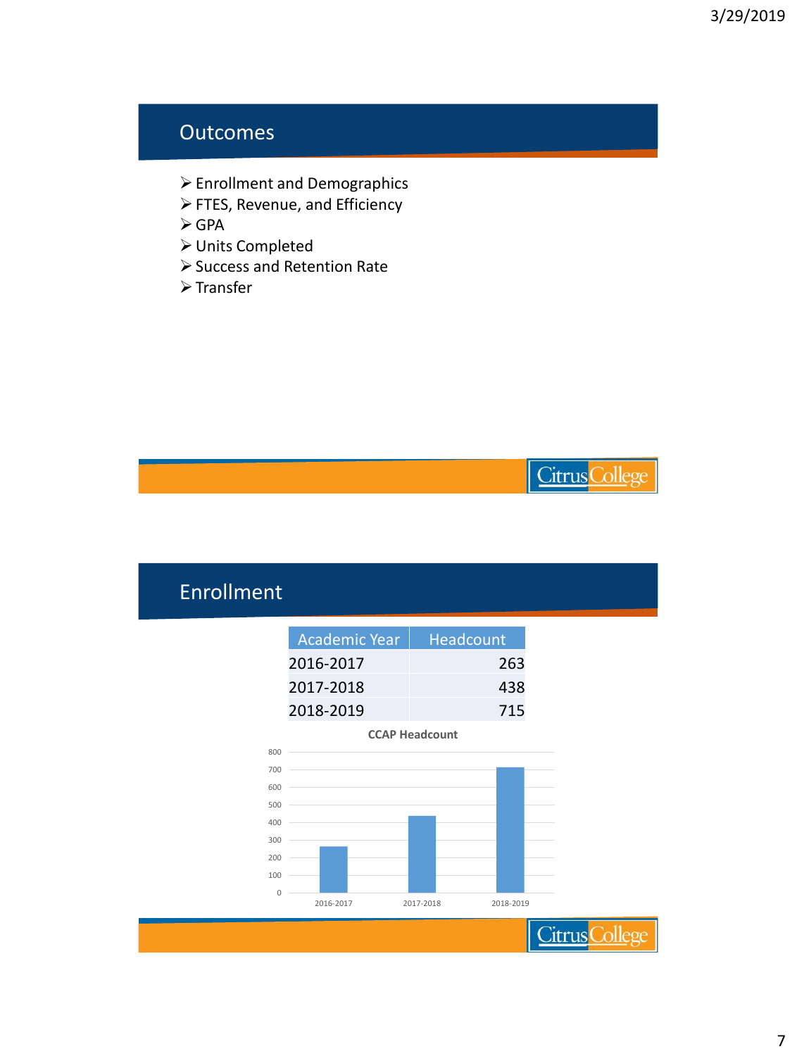## Outcomes

- Enrollment and Demographics
- FTES, Revenue, and Efficiency
- GPA
- Units Completed
- Success and Retention Rate
- Transfer

## Enrollment

| Academic Year | Headcount |
|---|---|
| 2016-2017 | 263 |
| 2017-2018 | 438 |
| 2018-2019 | 715 |

**CCAP Headcount**

| Academic Year | Headcount |
|---|---|
| 2016-2017 | 263 |
| 2017-2018 | 438 |
| 2018-2019 | 715 |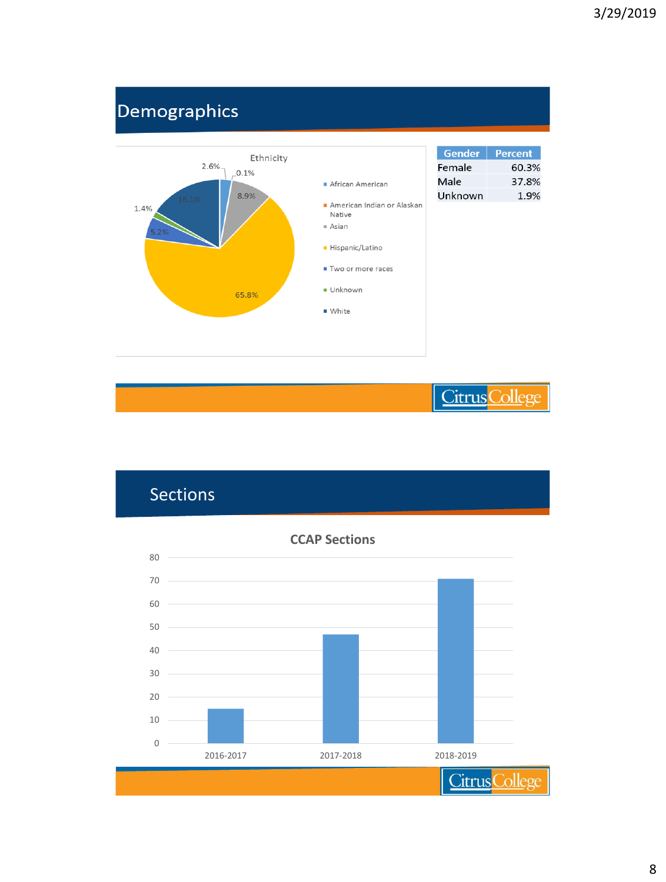## Demographics

**Ethnicity**

- African American: 2.6%
- American Indian or Alaskan Native: 0.1%
- Asian: 8.9%
- Hispanic/Latino: 65.8%
- Two or more races: 5.2%
- Unknown: 1.4%
- White: 16.1%

| Gender | Percent |
| --- | --- |
| Female | 60.3% |
| Male | 37.8% |
| Unknown | 1.9% |

## Sections

**CCAP Sections**

| Year | Sections (approx.) |
| --- | --- |
| 2016-2017 | 15 |
| 2017-2018 | 47 |
| 2018-2019 | 71 |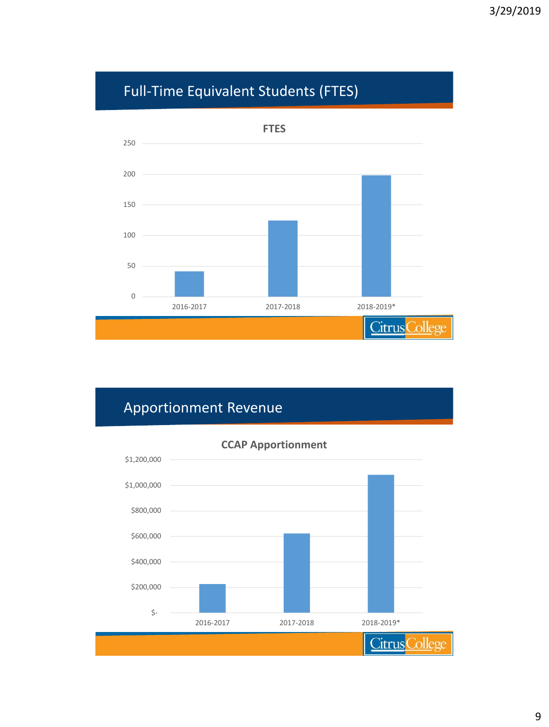## Full-Time Equivalent Students (FTES)

**FTES**

250

200

150

100

50

0

2016-2017 | 2017-2018 | 2018-2019*

Citrus College

## Apportionment Revenue

**CCAP Apportionment**

$1,200,000

$1,000,000

$800,000

$600,000

$400,000

$200,000

$-

2016-2017 | 2017-2018 | 2018-2019*

Citrus College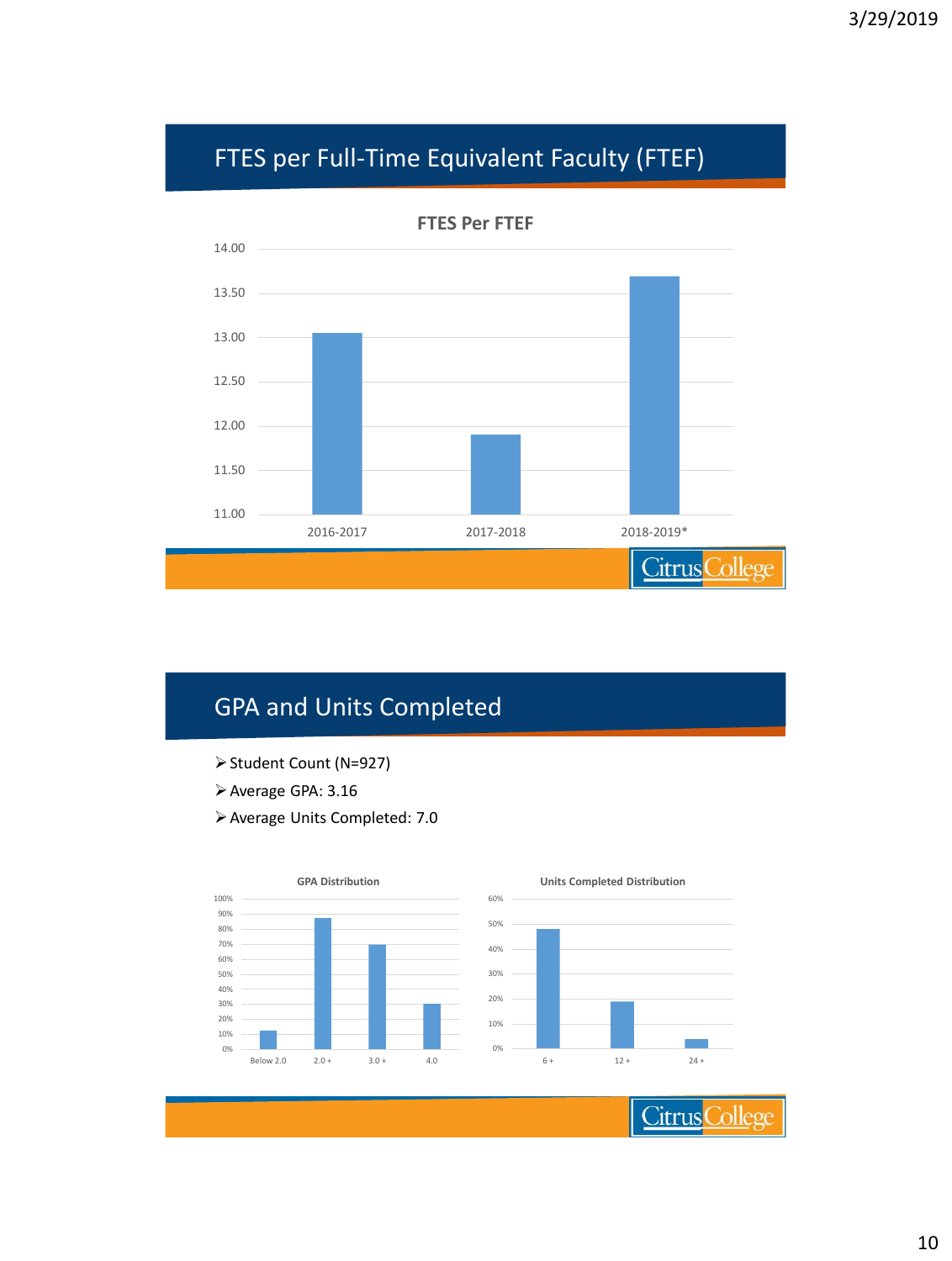## FTES per Full-Time Equivalent Faculty (FTEF)

**FTES Per FTEF**

| Year | FTES Per FTEF |
|---|---|
| 2016-2017 | ~13.05 |
| 2017-2018 | ~11.90 |
| 2018-2019* | ~13.70 |

## GPA and Units Completed

- Student Count (N=927)
- Average GPA: 3.16
- Average Units Completed: 7.0

**GPA Distribution**

| GPA | Percent |
|---|---|
| Below 2.0 | ~12% |
| 2.0 + | ~87% |
| 3.0 + | ~69% |
| 4.0 | ~30% |

**Units Completed Distribution**

| Units | Percent |
|---|---|
| 6 + | ~48% |
| 12 + | ~19% |
| 24 + | ~4% |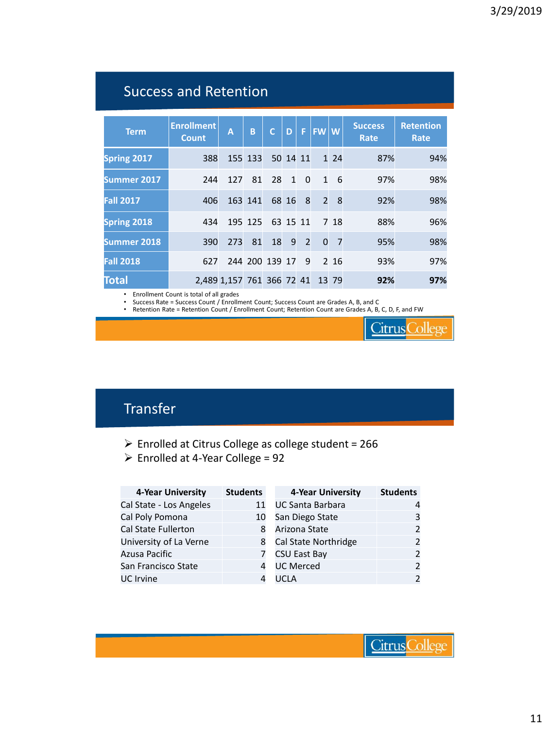## Success and Retention

| Term | Enrollment Count | A | B | C | D | F | FW | W | Success Rate | Retention Rate |
|---|---|---|---|---|---|---|---|---|---|---|
| Spring 2017 | 388 | 155 | 133 | 50 | 14 | 11 | 1 | 24 | 87% | 94% |
| Summer 2017 | 244 | 127 | 81 | 28 | 1 | 0 | 1 | 6 | 97% | 98% |
| Fall 2017 | 406 | 163 | 141 | 68 | 16 | 8 | 2 | 8 | 92% | 98% |
| Spring 2018 | 434 | 195 | 125 | 63 | 15 | 11 | 7 | 18 | 88% | 96% |
| Summer 2018 | 390 | 273 | 81 | 18 | 9 | 2 | 0 | 7 | 95% | 98% |
| Fall 2018 | 627 | 244 | 200 | 139 | 17 | 9 | 2 | 16 | 93% | 97% |
| **Total** | 2,489 | 1,157 | 761 | 366 | 72 | 41 | 13 | 79 | **92%** | **97%** |

- Enrollment Count is total of all grades
- Success Rate = Success Count / Enrollment Count; Success Count are Grades A, B, and C
- Retention Rate = Retention Count / Enrollment Count; Retention Count are Grades A, B, C, D, F, and FW

Citrus College

## Transfer

- Enrolled at Citrus College as college student = 266
- Enrolled at 4-Year College = 92

| 4-Year University | Students |
|---|---|
| Cal State - Los Angeles | 11 |
| Cal Poly Pomona | 10 |
| Cal State Fullerton | 8 |
| University of La Verne | 8 |
| Azusa Pacific | 7 |
| San Francisco State | 4 |
| UC Irvine | 4 |

| 4-Year University | Students |
|---|---|
| UC Santa Barbara | 4 |
| San Diego State | 3 |
| Arizona State | 2 |
| Cal State Northridge | 2 |
| CSU East Bay | 2 |
| UC Merced | 2 |
| UCLA | 2 |

Citrus College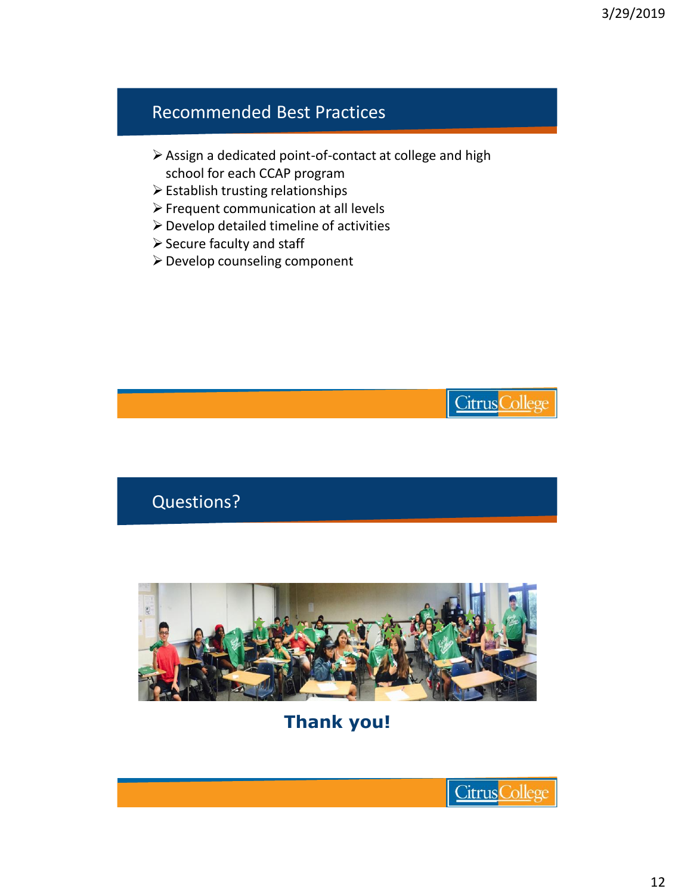## Recommended Best Practices

- Assign a dedicated point-of-contact at college and high school for each CCAP program
- Establish trusting relationships
- Frequent communication at all levels
- Develop detailed timeline of activities
- Secure faculty and staff
- Develop counseling component

Citrus College

## Questions?

**Thank you!**

Citrus College